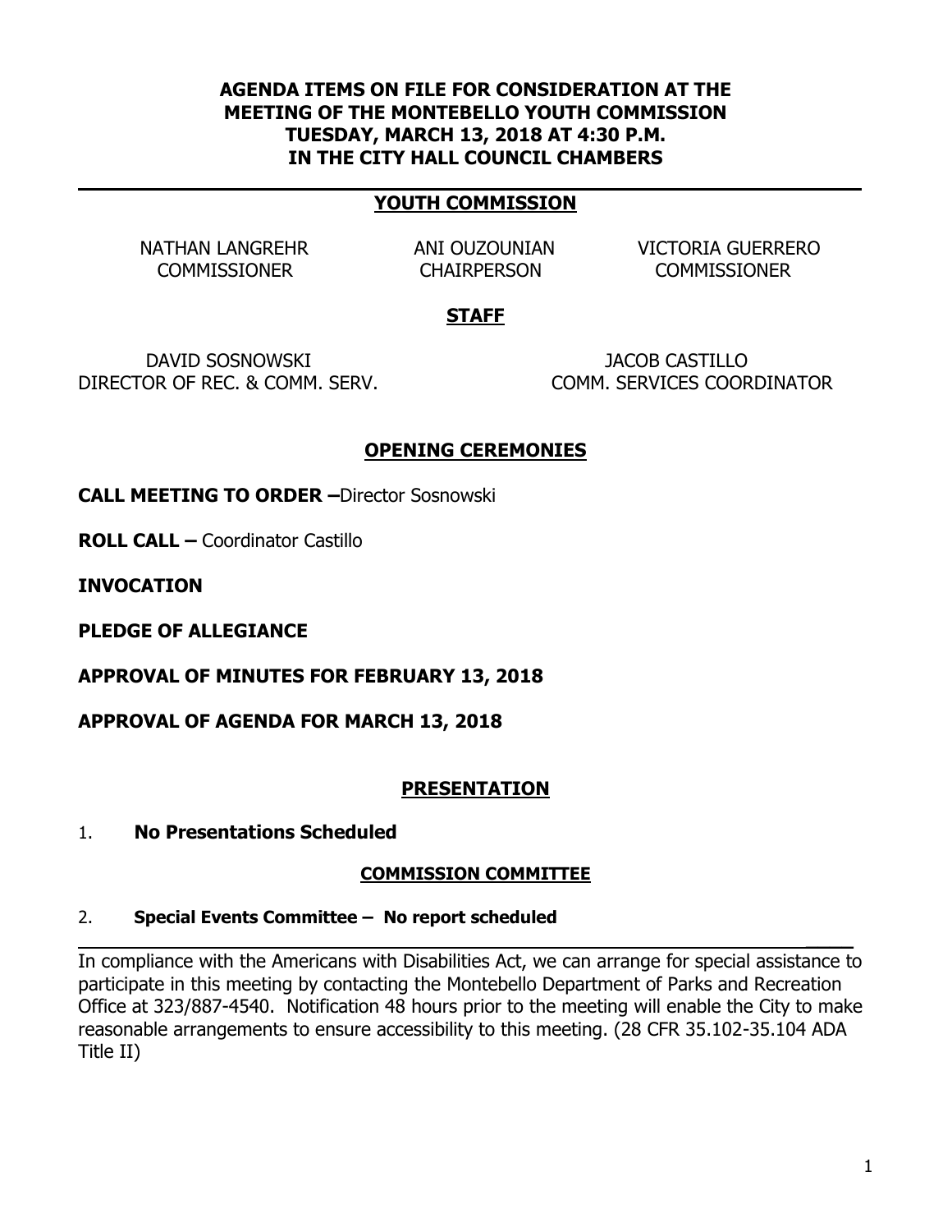**AGENDA ITEMS ON FILE FOR CONSIDERATION AT THE MEETING OF THE MONTEBELLO YOUTH COMMISSION TUESDAY, MARCH 13, 2018 AT 4:30 P.M. IN THE CITY HALL COUNCIL CHAMBERS**

---

## YOUTH COMMISSION

| | | |
|---|---|---|
| NATHAN LANGREHR<br>COMMISSIONER | ANI OUZOUNIAN<br>CHAIRPERSON | VICTORIA GUERRERO<br>COMMISSIONER |

## STAFF

| | |
|---|---|
| DAVID SOSNOWSKI<br>DIRECTOR OF REC. & COMM. SERV. | JACOB CASTILLO<br>COMM. SERVICES COORDINATOR |

## OPENING CEREMONIES

**CALL MEETING TO ORDER –** Director Sosnowski

**ROLL CALL –** Coordinator Castillo

**INVOCATION**

**PLEDGE OF ALLEGIANCE**

**APPROVAL OF MINUTES FOR FEBRUARY 13, 2018**

**APPROVAL OF AGENDA FOR MARCH 13, 2018**

## PRESENTATION

1. **No Presentations Scheduled**

## COMMISSION COMMITTEE

2. **Special Events Committee – No report scheduled**

---

In compliance with the Americans with Disabilities Act, we can arrange for special assistance to participate in this meeting by contacting the Montebello Department of Parks and Recreation Office at 323/887-4540. Notification 48 hours prior to the meeting will enable the City to make reasonable arrangements to ensure accessibility to this meeting. (28 CFR 35.102-35.104 ADA Title II)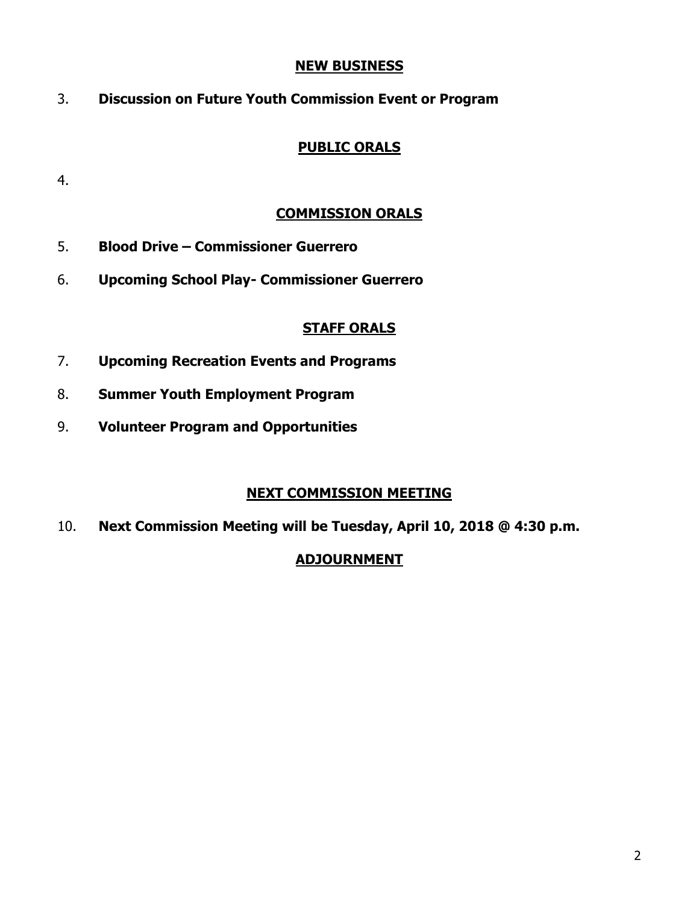## NEW BUSINESS

3. **Discussion on Future Youth Commission Event or Program**

## PUBLIC ORALS

4.

## COMMISSION ORALS

5. **Blood Drive – Commissioner Guerrero**

6. **Upcoming School Play- Commissioner Guerrero**

## STAFF ORALS

7. **Upcoming Recreation Events and Programs**

8. **Summer Youth Employment Program**

9. **Volunteer Program and Opportunities**

## NEXT COMMISSION MEETING

10. **Next Commission Meeting will be Tuesday, April 10, 2018 @ 4:30 p.m.**

## ADJOURNMENT